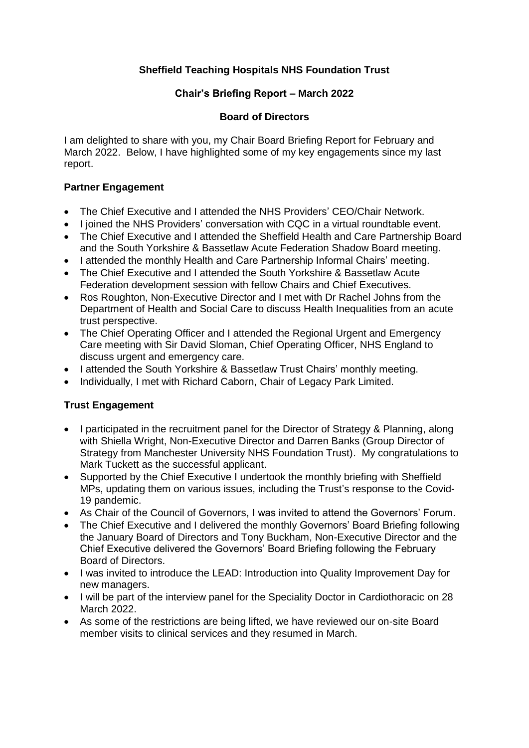**Sheffield Teaching Hospitals NHS Foundation Trust**

**Chair's Briefing Report – March 2022**

**Board of Directors**

I am delighted to share with you, my Chair Board Briefing Report for February and March 2022. Below, I have highlighted some of my key engagements since my last report.

**Partner Engagement**

- The Chief Executive and I attended the NHS Providers' CEO/Chair Network.
- I joined the NHS Providers' conversation with CQC in a virtual roundtable event.
- The Chief Executive and I attended the Sheffield Health and Care Partnership Board and the South Yorkshire & Bassetlaw Acute Federation Shadow Board meeting.
- I attended the monthly Health and Care Partnership Informal Chairs' meeting.
- The Chief Executive and I attended the South Yorkshire & Bassetlaw Acute Federation development session with fellow Chairs and Chief Executives.
- Ros Roughton, Non-Executive Director and I met with Dr Rachel Johns from the Department of Health and Social Care to discuss Health Inequalities from an acute trust perspective.
- The Chief Operating Officer and I attended the Regional Urgent and Emergency Care meeting with Sir David Sloman, Chief Operating Officer, NHS England to discuss urgent and emergency care.
- I attended the South Yorkshire & Bassetlaw Trust Chairs' monthly meeting.
- Individually, I met with Richard Caborn, Chair of Legacy Park Limited.

**Trust Engagement**

- I participated in the recruitment panel for the Director of Strategy & Planning, along with Shiella Wright, Non-Executive Director and Darren Banks (Group Director of Strategy from Manchester University NHS Foundation Trust). My congratulations to Mark Tuckett as the successful applicant.
- Supported by the Chief Executive I undertook the monthly briefing with Sheffield MPs, updating them on various issues, including the Trust's response to the Covid-19 pandemic.
- As Chair of the Council of Governors, I was invited to attend the Governors' Forum.
- The Chief Executive and I delivered the monthly Governors' Board Briefing following the January Board of Directors and Tony Buckham, Non-Executive Director and the Chief Executive delivered the Governors' Board Briefing following the February Board of Directors.
- I was invited to introduce the LEAD: Introduction into Quality Improvement Day for new managers.
- I will be part of the interview panel for the Speciality Doctor in Cardiothoracic on 28 March 2022.
- As some of the restrictions are being lifted, we have reviewed our on-site Board member visits to clinical services and they resumed in March.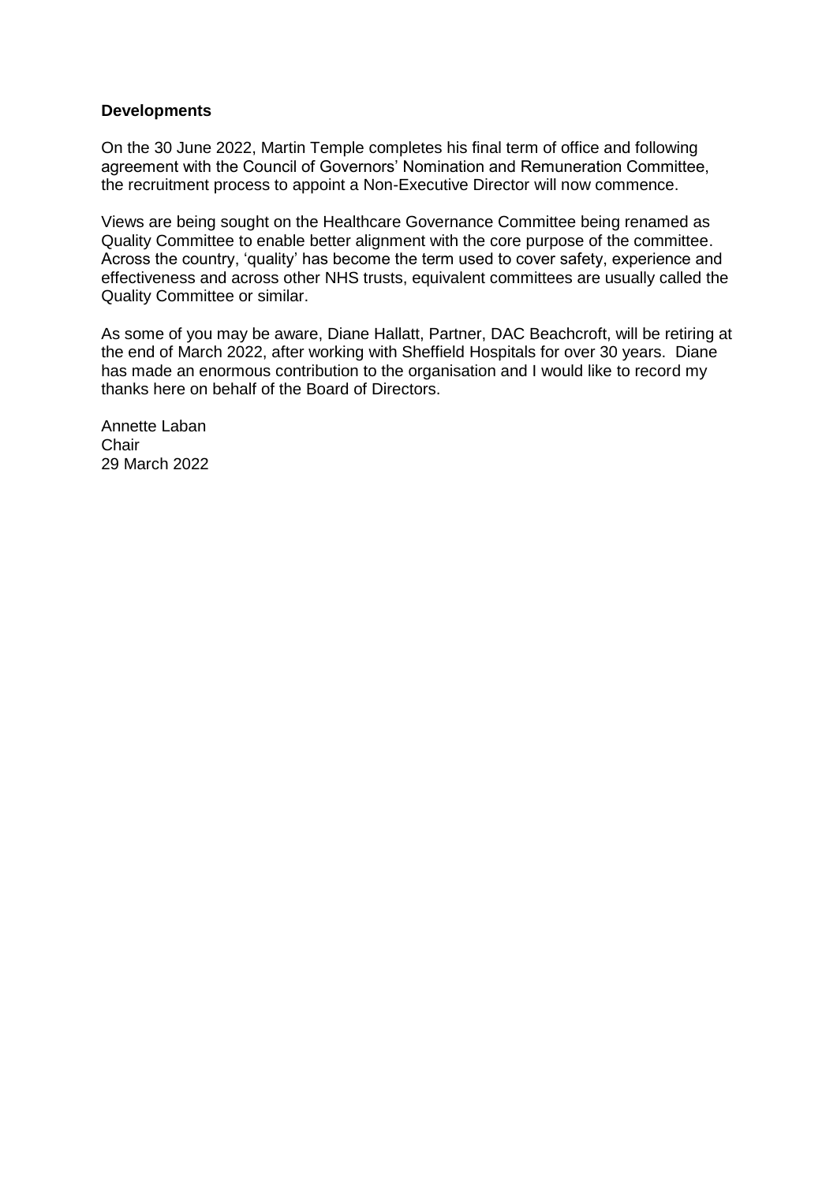**Developments**

On the 30 June 2022, Martin Temple completes his final term of office and following agreement with the Council of Governors' Nomination and Remuneration Committee, the recruitment process to appoint a Non-Executive Director will now commence.

Views are being sought on the Healthcare Governance Committee being renamed as Quality Committee to enable better alignment with the core purpose of the committee. Across the country, 'quality' has become the term used to cover safety, experience and effectiveness and across other NHS trusts, equivalent committees are usually called the Quality Committee or similar.

As some of you may be aware, Diane Hallatt, Partner, DAC Beachcroft, will be retiring at the end of March 2022, after working with Sheffield Hospitals for over 30 years. Diane has made an enormous contribution to the organisation and I would like to record my thanks here on behalf of the Board of Directors.

Annette Laban
Chair
29 March 2022